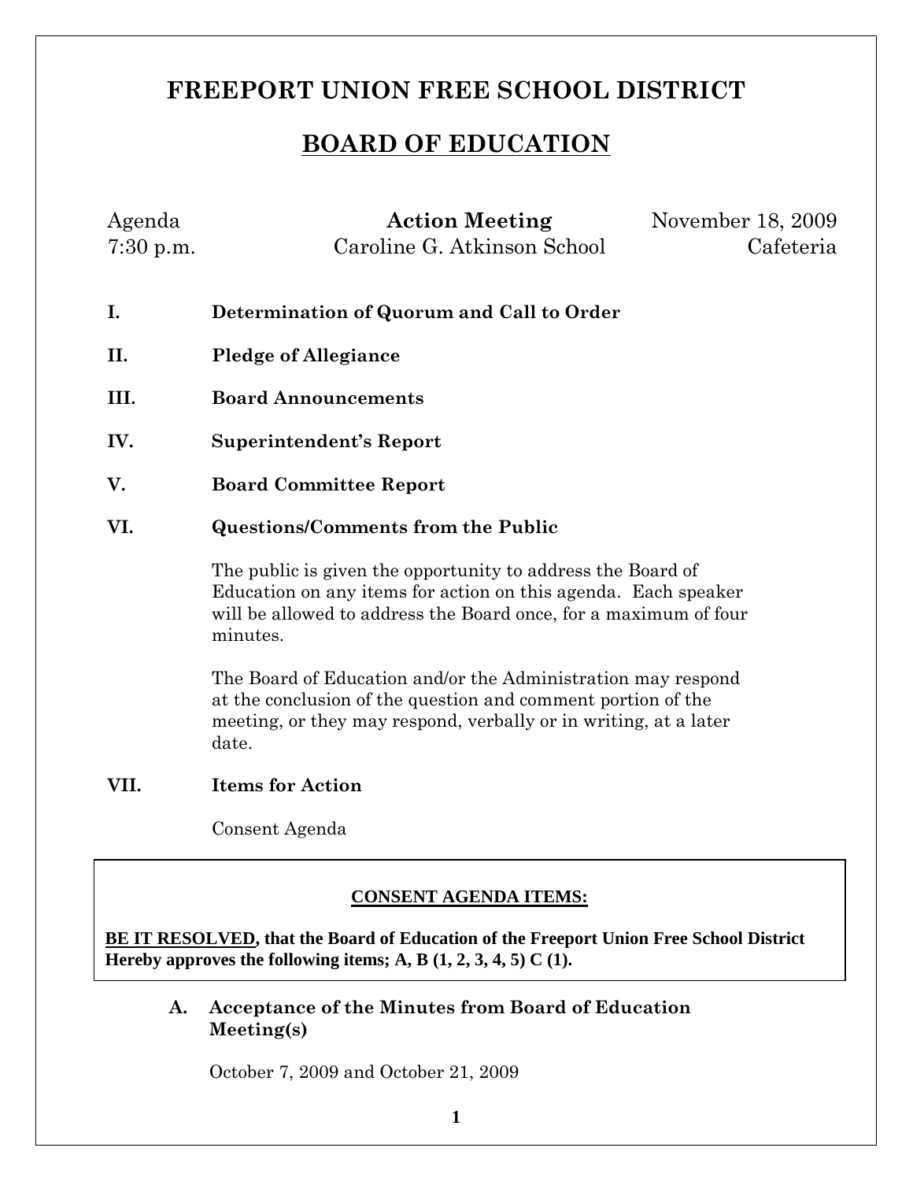# FREEPORT UNION FREE SCHOOL DISTRICT

## BOARD OF EDUCATION

Agenda **Action Meeting** November 18, 2009
7:30 p.m. Caroline G. Atkinson School Cafeteria

**I. Determination of Quorum and Call to Order**

**II. Pledge of Allegiance**

**III. Board Announcements**

**IV. Superintendent's Report**

**V. Board Committee Report**

**VI. Questions/Comments from the Public**

The public is given the opportunity to address the Board of Education on any items for action on this agenda. Each speaker will be allowed to address the Board once, for a maximum of four minutes.

The Board of Education and/or the Administration may respond at the conclusion of the question and comment portion of the meeting, or they may respond, verbally or in writing, at a later date.

**VII. Items for Action**

Consent Agenda

**CONSENT AGENDA ITEMS:**

**BE IT RESOLVED, that the Board of Education of the Freeport Union Free School District Hereby approves the following items; A, B (1, 2, 3, 4, 5) C (1).**

**A. Acceptance of the Minutes from Board of Education Meeting(s)**

October 7, 2009 and October 21, 2009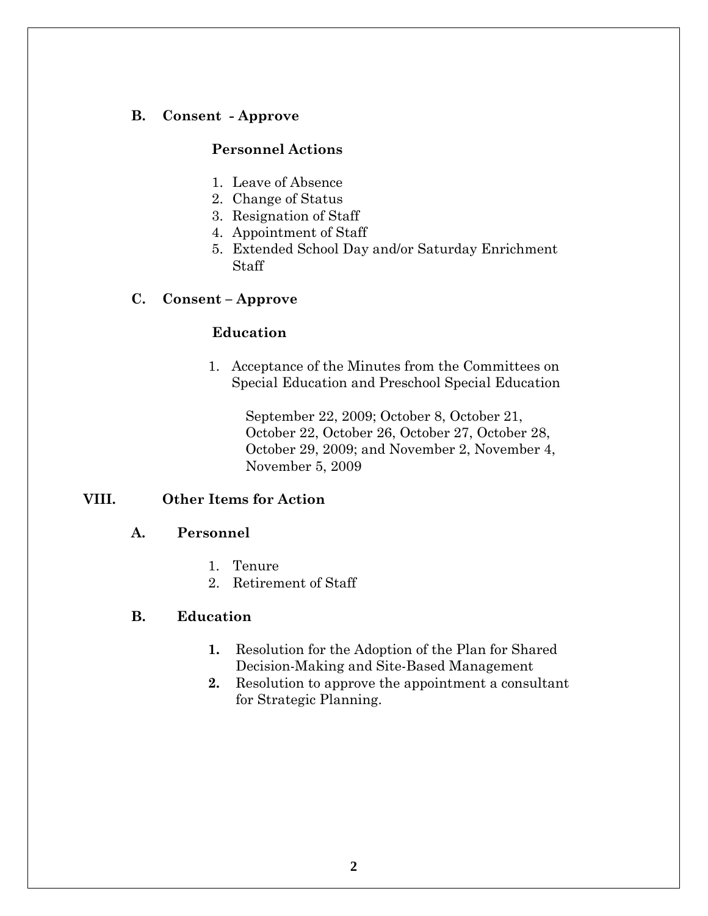**B. Consent - Approve**

**Personnel Actions**

1. Leave of Absence
2. Change of Status
3. Resignation of Staff
4. Appointment of Staff
5. Extended School Day and/or Saturday Enrichment Staff

**C. Consent – Approve**

**Education**

1. Acceptance of the Minutes from the Committees on Special Education and Preschool Special Education

   September 22, 2009; October 8, October 21, October 22, October 26, October 27, October 28, October 29, 2009; and November 2, November 4, November 5, 2009

**VIII. Other Items for Action**

**A. Personnel**

1. Tenure
2. Retirement of Staff

**B. Education**

1. Resolution for the Adoption of the Plan for Shared Decision-Making and Site-Based Management
2. Resolution to approve the appointment a consultant for Strategic Planning.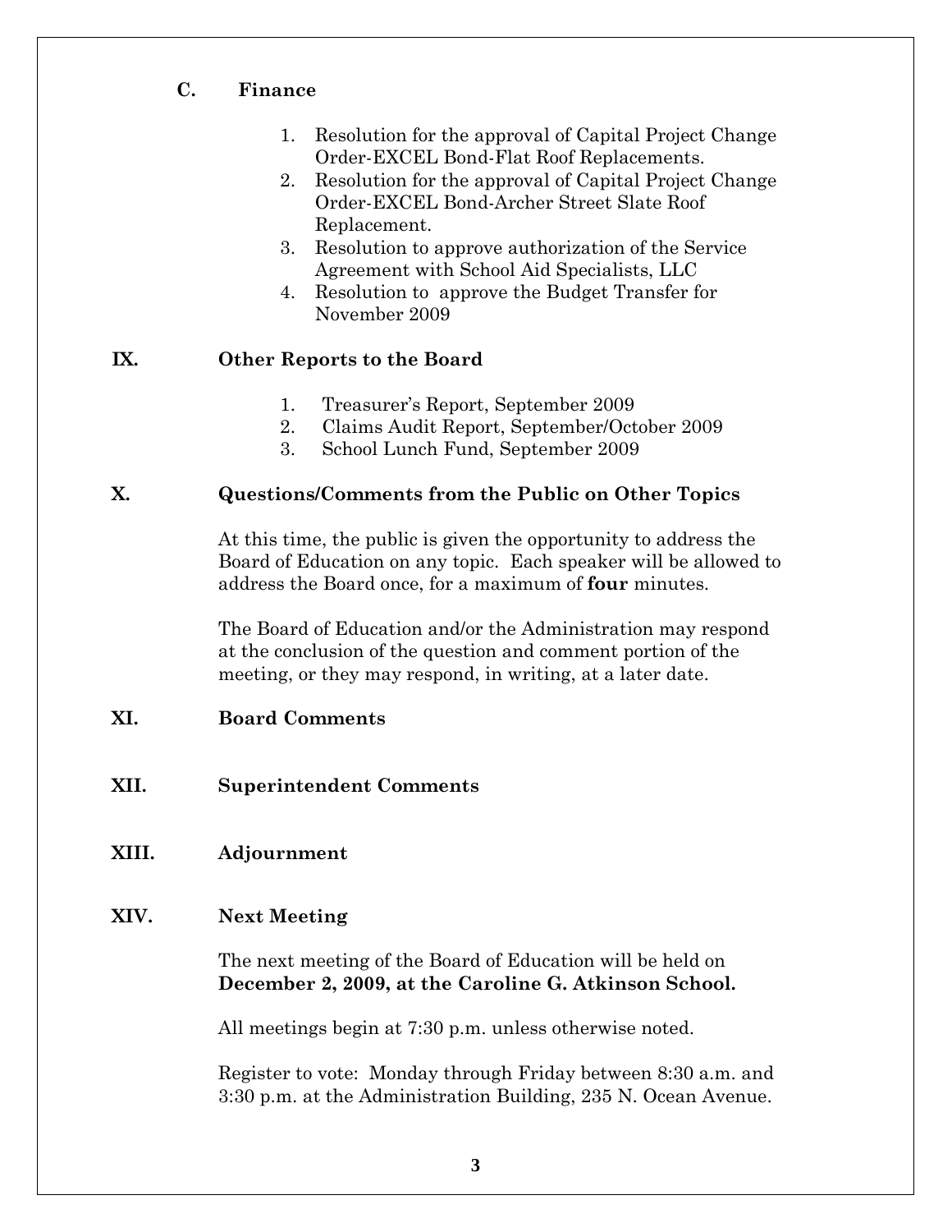### C. Finance

1. Resolution for the approval of Capital Project Change Order-EXCEL Bond-Flat Roof Replacements.
2. Resolution for the approval of Capital Project Change Order-EXCEL Bond-Archer Street Slate Roof Replacement.
3. Resolution to approve authorization of the Service Agreement with School Aid Specialists, LLC
4. Resolution to approve the Budget Transfer for November 2009

## IX. Other Reports to the Board

1. Treasurer's Report, September 2009
2. Claims Audit Report, September/October 2009
3. School Lunch Fund, September 2009

## X. Questions/Comments from the Public on Other Topics

At this time, the public is given the opportunity to address the Board of Education on any topic. Each speaker will be allowed to address the Board once, for a maximum of **four** minutes.

The Board of Education and/or the Administration may respond at the conclusion of the question and comment portion of the meeting, or they may respond, in writing, at a later date.

## XI. Board Comments

## XII. Superintendent Comments

## XIII. Adjournment

## XIV. Next Meeting

The next meeting of the Board of Education will be held on **December 2, 2009, at the Caroline G. Atkinson School.**

All meetings begin at 7:30 p.m. unless otherwise noted.

Register to vote: Monday through Friday between 8:30 a.m. and 3:30 p.m. at the Administration Building, 235 N. Ocean Avenue.